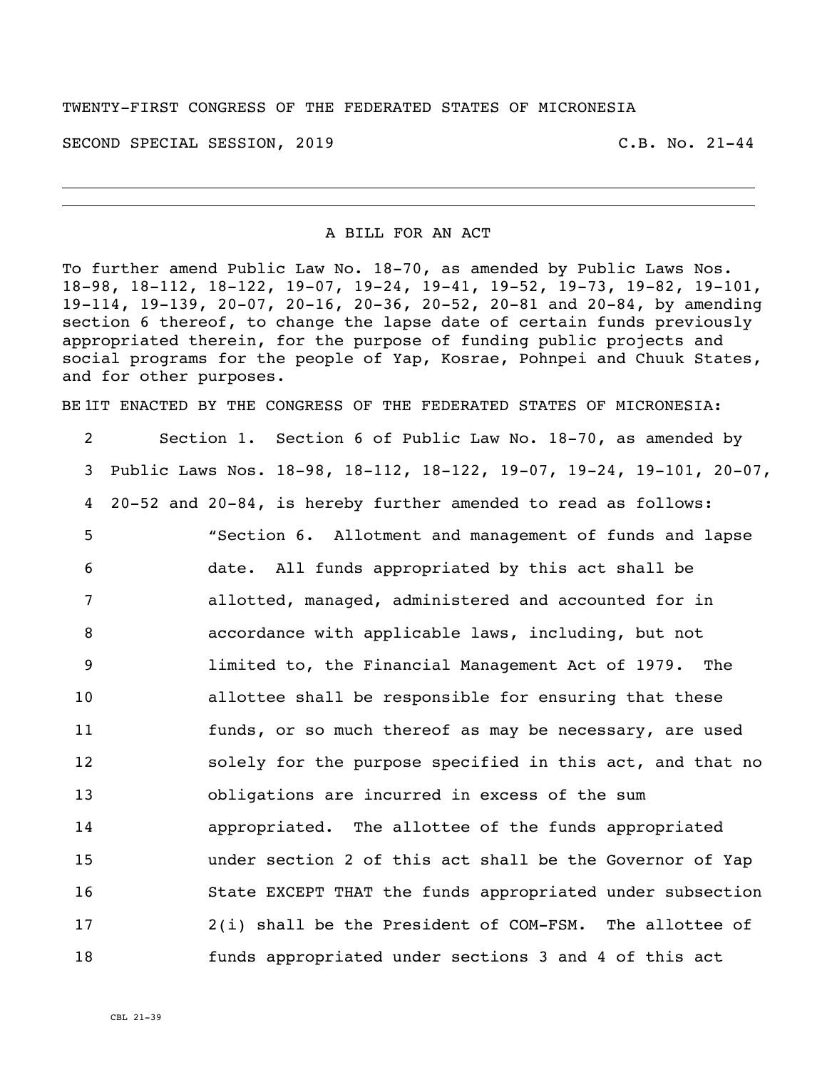TWENTY-FIRST CONGRESS OF THE FEDERATED STATES OF MICRONESIA

SECOND SPECIAL SESSION, 2019 C.B. No. 21-44

---

A BILL FOR AN ACT

To further amend Public Law No. 18-70, as amended by Public Laws Nos. 18-98, 18-112, 18-122, 19-07, 19-24, 19-41, 19-52, 19-73, 19-82, 19-101, 19-114, 19-139, 20-07, 20-16, 20-36, 20-52, 20-81 and 20-84, by amending section 6 thereof, to change the lapse date of certain funds previously appropriated therein, for the purpose of funding public projects and social programs for the people of Yap, Kosrae, Pohnpei and Chuuk States, and for other purposes.

BE IT ENACTED BY THE CONGRESS OF THE FEDERATED STATES OF MICRONESIA:

Section 1. Section 6 of Public Law No. 18-70, as amended by Public Laws Nos. 18-98, 18-112, 18-122, 19-07, 19-24, 19-101, 20-07, 20-52 and 20-84, is hereby further amended to read as follows:

"Section 6. Allotment and management of funds and lapse date. All funds appropriated by this act shall be allotted, managed, administered and accounted for in accordance with applicable laws, including, but not limited to, the Financial Management Act of 1979. The allottee shall be responsible for ensuring that these funds, or so much thereof as may be necessary, are used solely for the purpose specified in this act, and that no obligations are incurred in excess of the sum appropriated. The allottee of the funds appropriated under section 2 of this act shall be the Governor of Yap State EXCEPT THAT the funds appropriated under subsection 2(i) shall be the President of COM-FSM. The allottee of funds appropriated under sections 3 and 4 of this act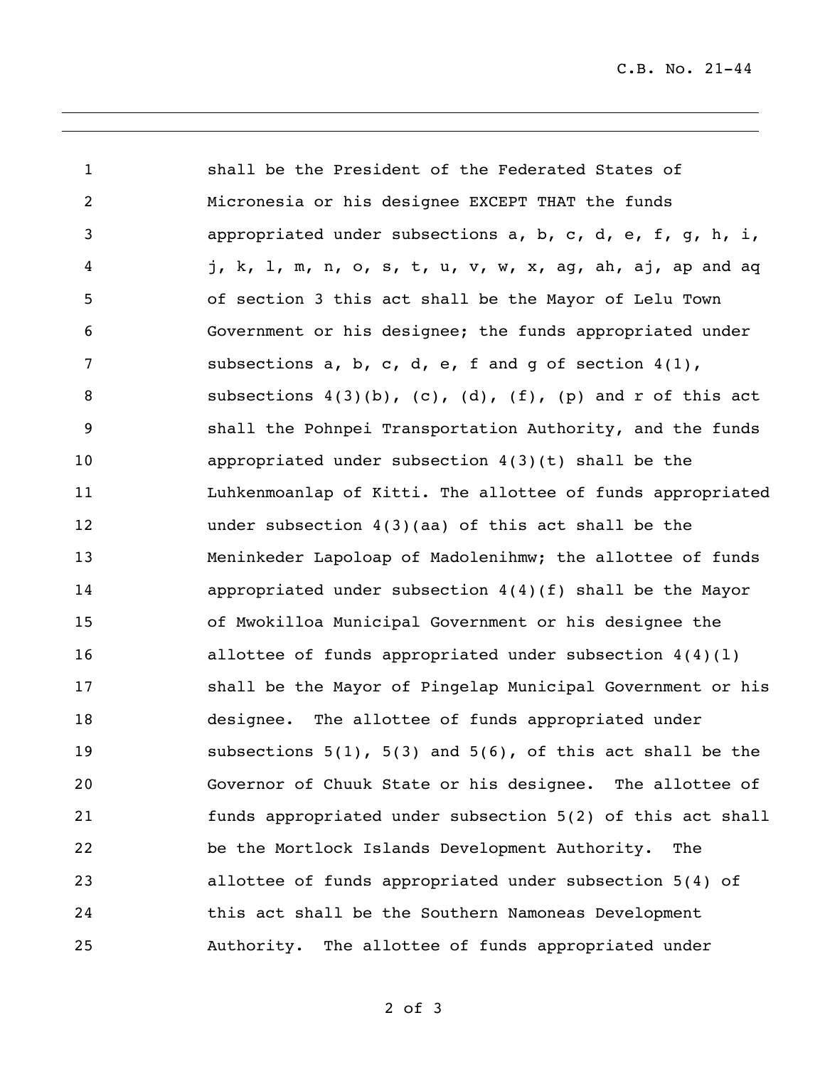shall be the President of the Federated States of Micronesia or his designee EXCEPT THAT the funds appropriated under subsections a, b, c, d, e, f, g, h, i, j, k, l, m, n, o, s, t, u, v, w, x, ag, ah, aj, ap and aq of section 3 this act shall be the Mayor of Lelu Town Government or his designee; the funds appropriated under subsections a, b, c, d, e, f and g of section 4(1), subsections 4(3)(b), (c), (d), (f), (p) and r of this act shall the Pohnpei Transportation Authority, and the funds appropriated under subsection 4(3)(t) shall be the Luhkenmoanlap of Kitti. The allottee of funds appropriated under subsection 4(3)(aa) of this act shall be the Meninkeder Lapoloap of Madolenihmw; the allottee of funds appropriated under subsection 4(4)(f) shall be the Mayor of Mwokilloa Municipal Government or his designee the allottee of funds appropriated under subsection 4(4)(l) shall be the Mayor of Pingelap Municipal Government or his designee. The allottee of funds appropriated under subsections 5(1), 5(3) and 5(6), of this act shall be the Governor of Chuuk State or his designee. The allottee of funds appropriated under subsection 5(2) of this act shall be the Mortlock Islands Development Authority. The allottee of funds appropriated under subsection 5(4) of this act shall be the Southern Namoneas Development Authority. The allottee of funds appropriated under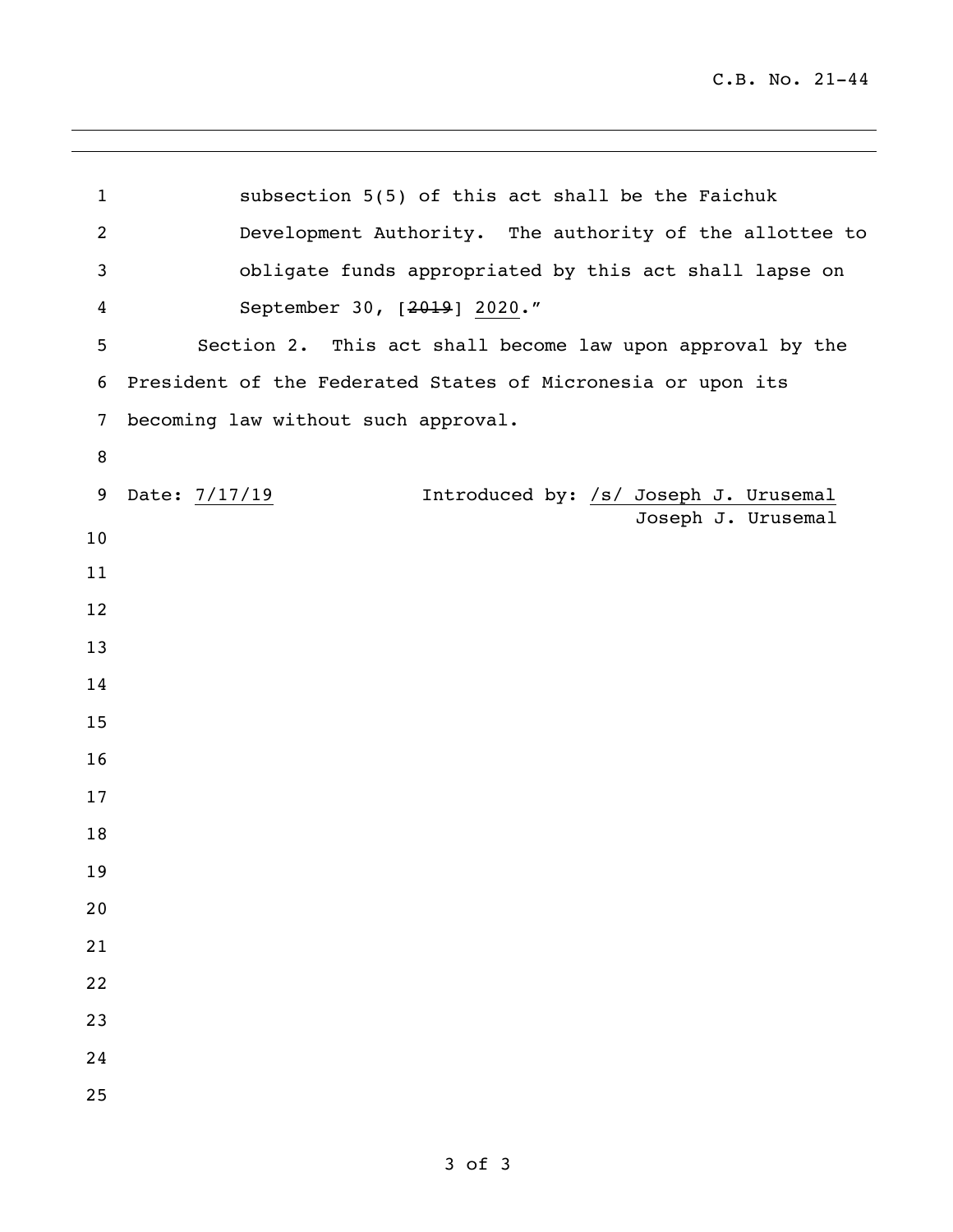subsection 5(5) of this act shall be the Faichuk Development Authority. The authority of the allottee to obligate funds appropriated by this act shall lapse on September 30, [~~2019~~] 2020."

Section 2. This act shall become law upon approval by the President of the Federated States of Micronesia or upon its becoming law without such approval.

Date: 7/17/19 Introduced by: /s/ Joseph J. Urusemal
Joseph J. Urusemal